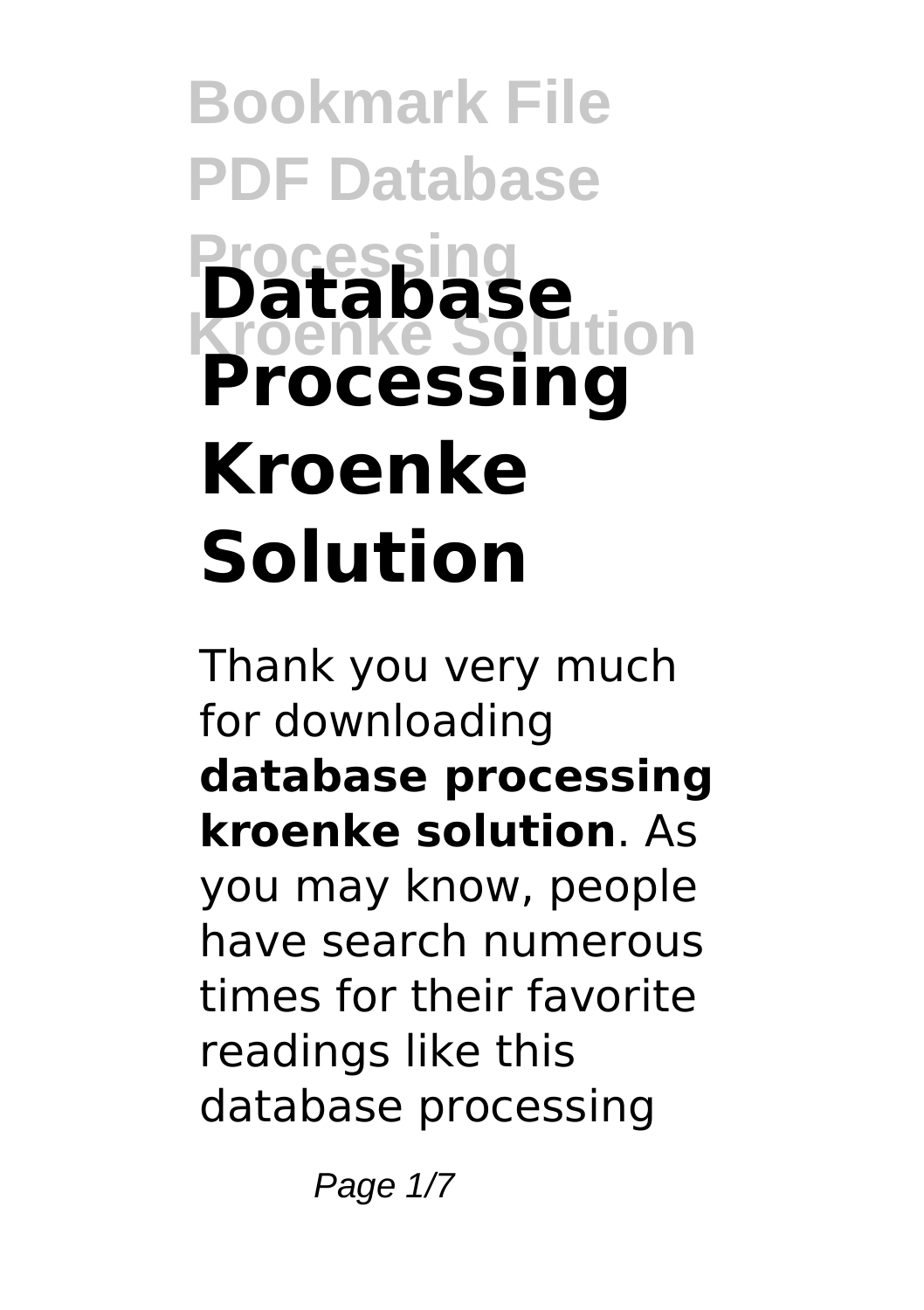# Database Processing Kroenke Solution

Thank you very much for downloading **database processing kroenke solution**. As you may know, people have search numerous times for their favorite readings like this database processing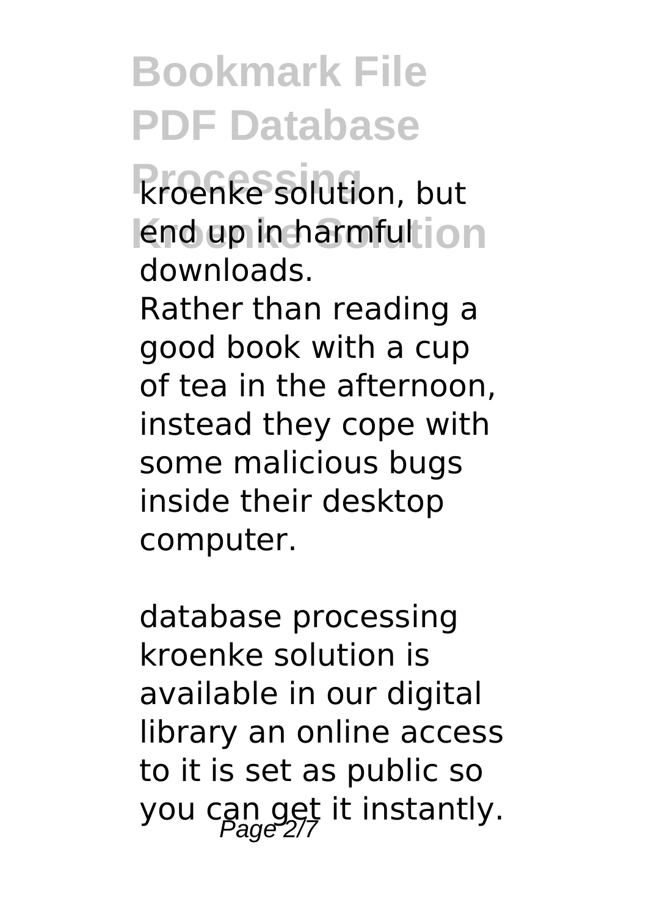kroenke solution, but end up in harmful downloads.

Rather than reading a good book with a cup of tea in the afternoon, instead they cope with some malicious bugs inside their desktop computer.

database processing kroenke solution is available in our digital library an online access to it is set as public so you can get it instantly.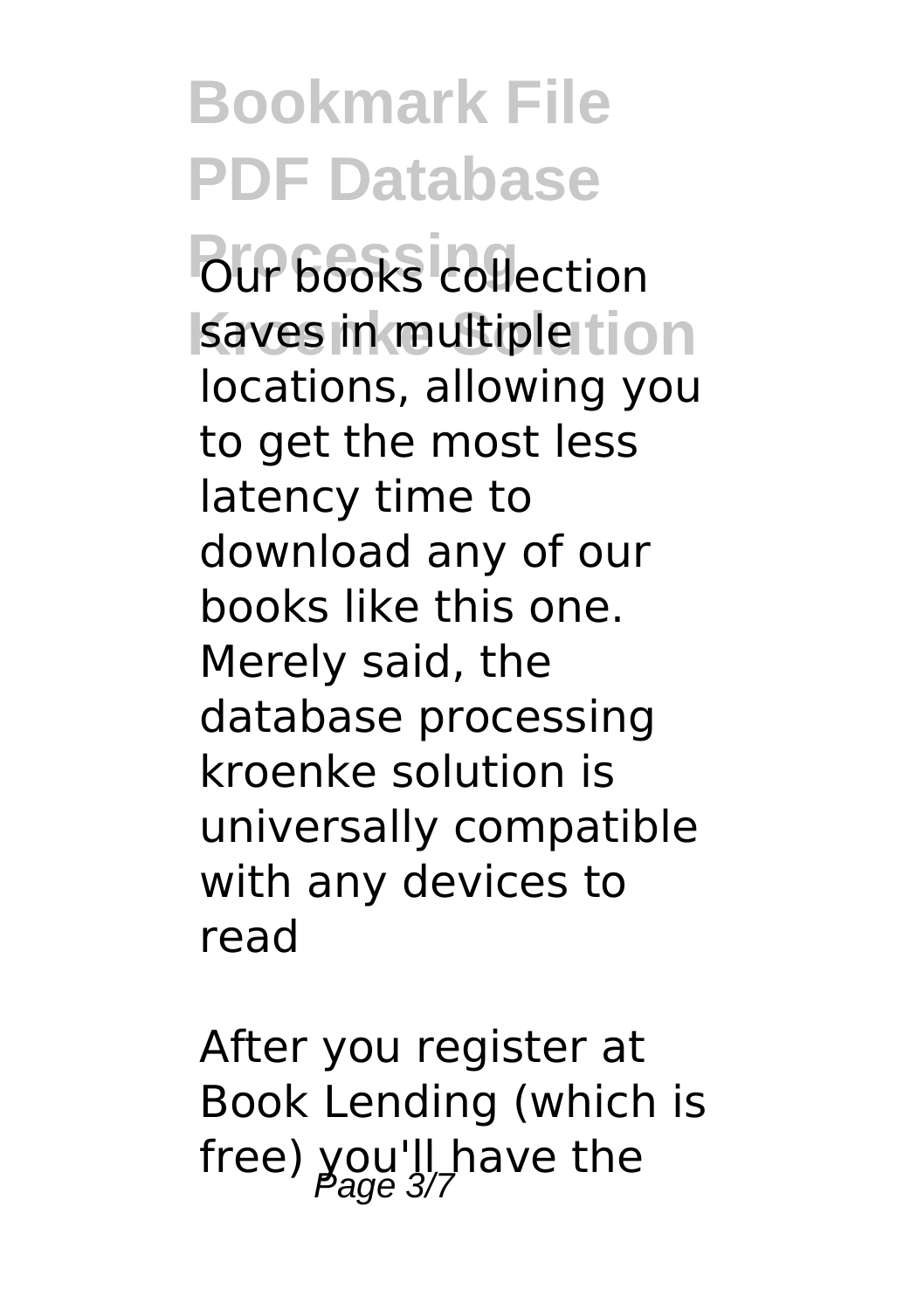Our books collection saves in multiple locations, allowing you to get the most less latency time to download any of our books like this one. Merely said, the database processing kroenke solution is universally compatible with any devices to read

After you register at Book Lending (which is free) you'll have the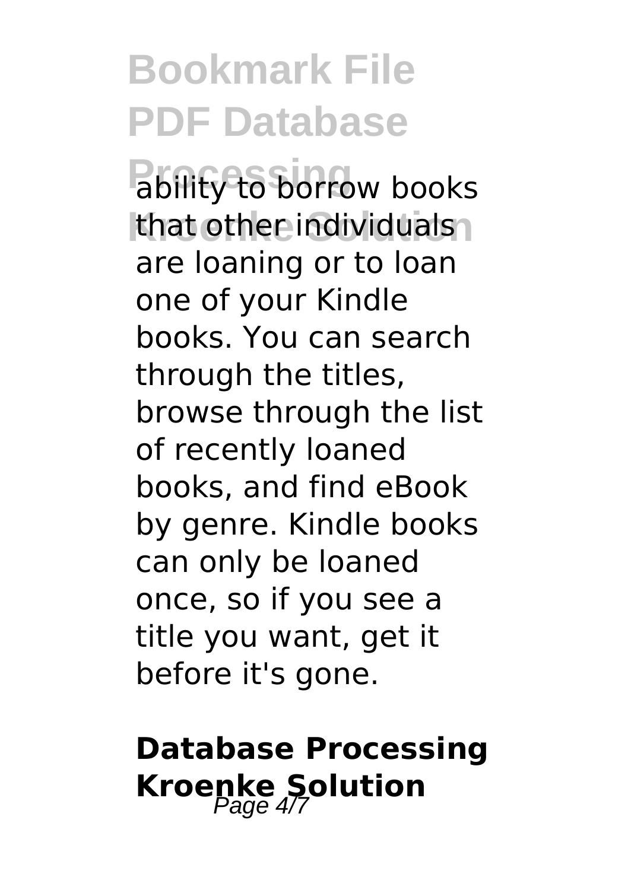ability to borrow books that other individuals are loaning or to loan one of your Kindle books. You can search through the titles, browse through the list of recently loaned books, and find eBook by genre. Kindle books can only be loaned once, so if you see a title you want, get it before it's gone.

## Database Processing Kroenke Solution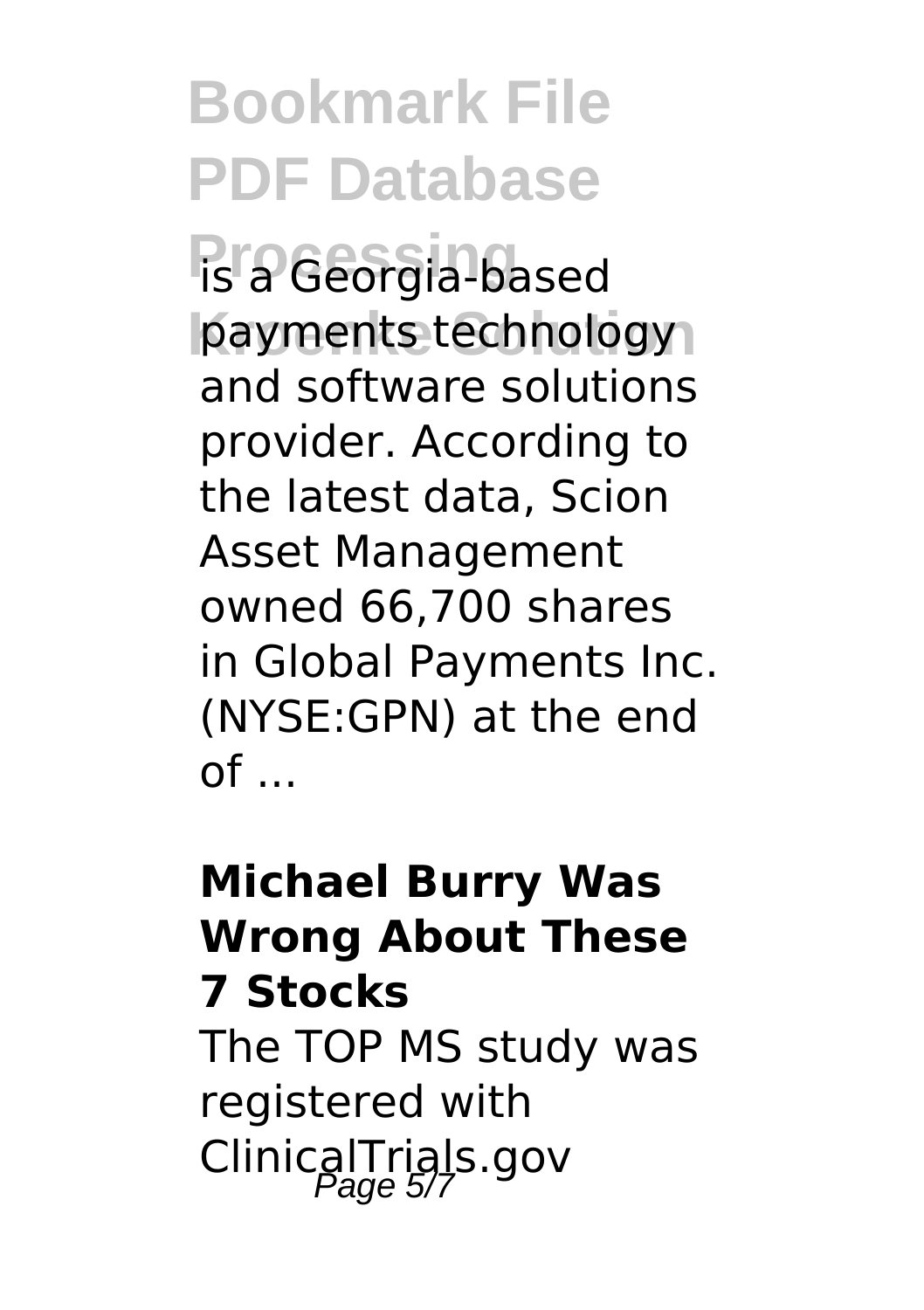is a Georgia-based payments technology and software solutions provider. According to the latest data, Scion Asset Management owned 66,700 shares in Global Payments Inc. (NYSE:GPN) at the end of ...

**Michael Burry Was Wrong About These 7 Stocks**

The TOP MS study was registered with ClinicalTrials.gov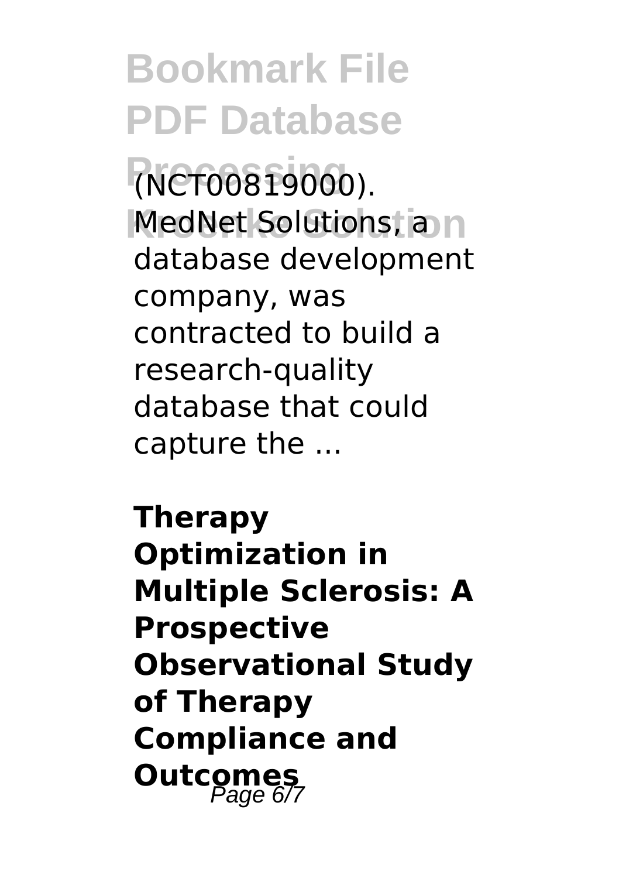(NCT00819000). MedNet Solutions, a database development company, was contracted to build a research-quality database that could capture the ...

**Therapy Optimization in Multiple Sclerosis: A Prospective Observational Study of Therapy Compliance and Outcomes**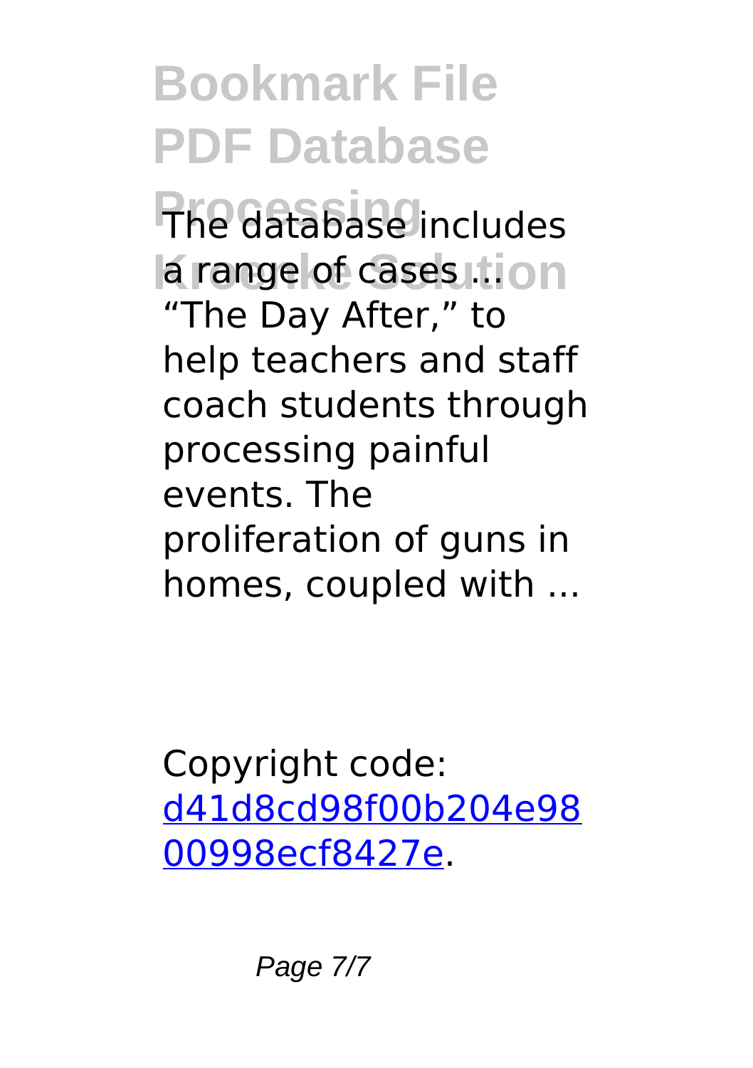The database includes a range of cases ... "The Day After," to help teachers and staff coach students through processing painful events. The proliferation of guns in homes, coupled with ...

Copyright code: [d41d8cd98f00b204e9800998ecf8427e](d41d8cd98f00b204e9800998ecf8427e).